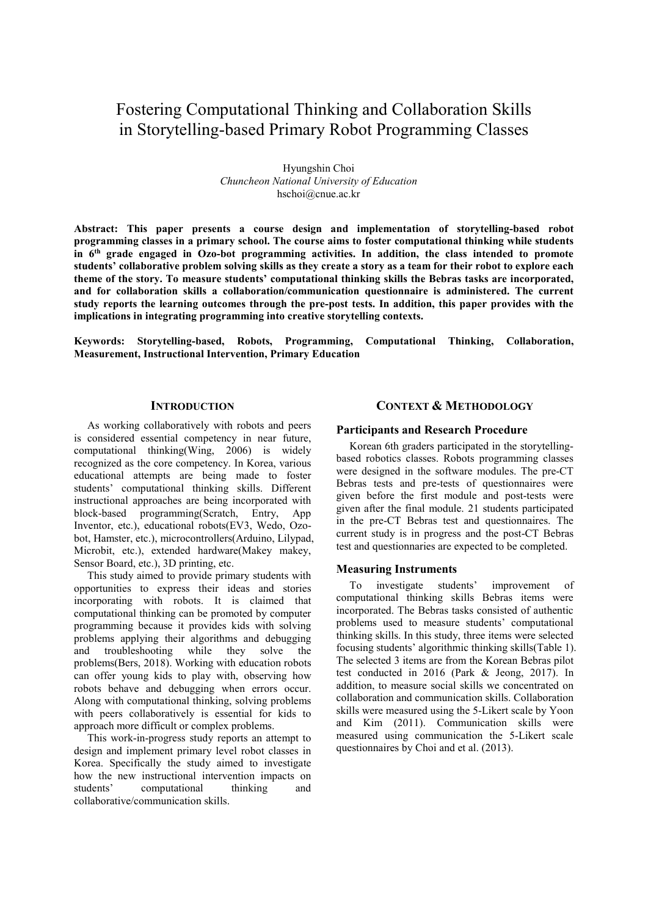# Fostering Computational Thinking and Collaboration Skills in Storytelling-based Primary Robot Programming Classes

Hyungshin Choi
*Chuncheon National University of Education*
hschoi@cnue.ac.kr

**Abstract: This paper presents a course design and implementation of storytelling-based robot programming classes in a primary school. The course aims to foster computational thinking while students in 6th grade engaged in Ozo-bot programming activities. In addition, the class intended to promote students' collaborative problem solving skills as they create a story as a team for their robot to explore each theme of the story. To measure students' computational thinking skills the Bebras tasks are incorporated, and for collaboration skills a collaboration/communication questionnaire is administered. The current study reports the learning outcomes through the pre-post tests. In addition, this paper provides with the implications in integrating programming into creative storytelling contexts.**

**Keywords: Storytelling-based, Robots, Programming, Computational Thinking, Collaboration, Measurement, Instructional Intervention, Primary Education**

## INTRODUCTION

As working collaboratively with robots and peers is considered essential competency in near future, computational thinking(Wing, 2006) is widely recognized as the core competency. In Korea, various educational attempts are being made to foster students' computational thinking skills. Different instructional approaches are being incorporated with block-based programming(Scratch, Entry, App Inventor, etc.), educational robots(EV3, Wedo, Ozo-bot, Hamster, etc.), microcontrollers(Arduino, Lilypad, Microbit, etc.), extended hardware(Makey makey, Sensor Board, etc.), 3D printing, etc.

This study aimed to provide primary students with opportunities to express their ideas and stories incorporating with robots. It is claimed that computational thinking can be promoted by computer programming because it provides kids with solving problems applying their algorithms and debugging and troubleshooting while they solve the problems(Bers, 2018). Working with education robots can offer young kids to play with, observing how robots behave and debugging when errors occur. Along with computational thinking, solving problems with peers collaboratively is essential for kids to approach more difficult or complex problems.

This work-in-progress study reports an attempt to design and implement primary level robot classes in Korea. Specifically the study aimed to investigate how the new instructional intervention impacts on students' computational thinking and collaborative/communication skills.

## CONTEXT & METHODOLOGY

### Participants and Research Procedure

Korean 6th graders participated in the storytelling-based robotics classes. Robots programming classes were designed in the software modules. The pre-CT Bebras tests and pre-tests of questionnaires were given before the first module and post-tests were given after the final module. 21 students participated in the pre-CT Bebras test and questionnaires. The current study is in progress and the post-CT Bebras test and questionnaries are expected to be completed.

### Measuring Instruments

To investigate students' improvement of computational thinking skills Bebras items were incorporated. The Bebras tasks consisted of authentic problems used to measure students' computational thinking skills. In this study, three items were selected focusing students' algorithmic thinking skills(Table 1). The selected 3 items are from the Korean Bebras pilot test conducted in 2016 (Park & Jeong, 2017). In addition, to measure social skills we concentrated on collaboration and communication skills. Collaboration skills were measured using the 5-Likert scale by Yoon and Kim (2011). Communication skills were measured using communication the 5-Likert scale questionnaires by Choi and et al. (2013).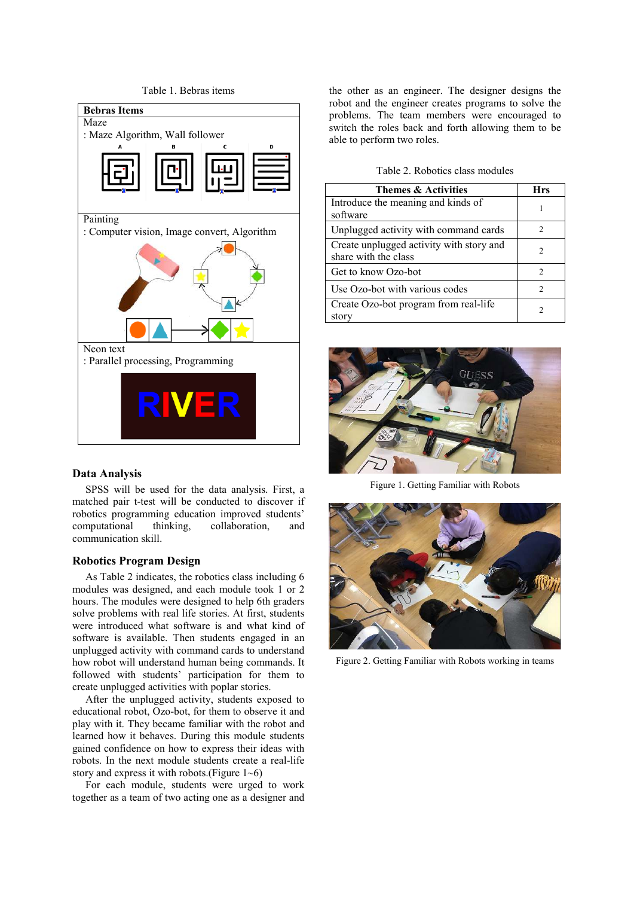Table 1. Bebras items

| Bebras Items |
| --- |
| Maze<br>: Maze Algorithm, Wall follower |
| Painting<br>: Computer vision, Image convert, Algorithm |
| Neon text<br>: Parallel processing, Programming |

## Data Analysis

SPSS will be used for the data analysis. First, a matched pair t-test will be conducted to discover if robotics programming education improved students' computational thinking, collaboration, and communication skill.

## Robotics Program Design

As Table 2 indicates, the robotics class including 6 modules was designed, and each module took 1 or 2 hours. The modules were designed to help 6th graders solve problems with real life stories. At first, students were introduced what software is and what kind of software is available. Then students engaged in an unplugged activity with command cards to understand how robot will understand human being commands. It followed with students' participation for them to create unplugged activities with poplar stories.

After the unplugged activity, students exposed to educational robot, Ozo-bot, for them to observe it and play with it. They became familiar with the robot and learned how it behaves. During this module students gained confidence on how to express their ideas with robots. In the next module students create a real-life story and express it with robots.(Figure 1~6)

For each module, students were urged to work together as a team of two acting one as a designer and the other as an engineer. The designer designs the robot and the engineer creates programs to solve the problems. The team members were encouraged to switch the roles back and forth allowing them to be able to perform two roles.

Table 2. Robotics class modules

| Themes & Activities | Hrs |
| --- | --- |
| Introduce the meaning and kinds of software | 1 |
| Unplugged activity with command cards | 2 |
| Create unplugged activity with story and share with the class | 2 |
| Get to know Ozo-bot | 2 |
| Use Ozo-bot with various codes | 2 |
| Create Ozo-bot program from real-life story | 2 |

Figure 1. Getting Familiar with Robots

Figure 2. Getting Familiar with Robots working in teams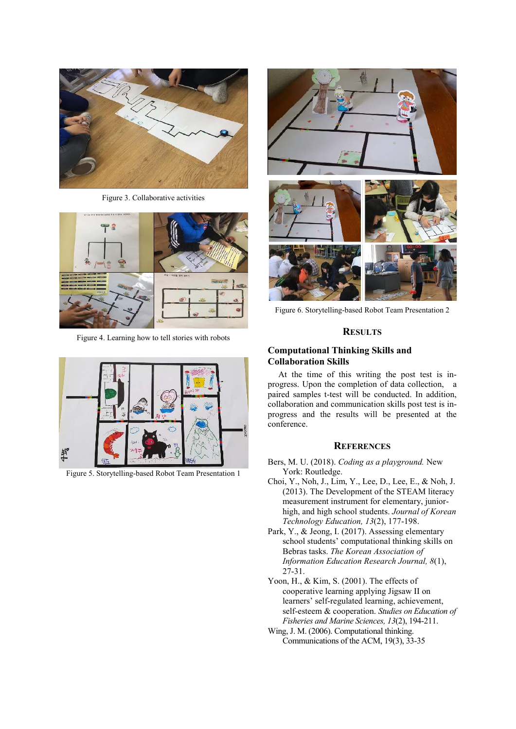Figure 3. Collaborative activities

Figure 4. Learning how to tell stories with robots

Figure 5. Storytelling-based Robot Team Presentation 1

Figure 6. Storytelling-based Robot Team Presentation 2

## RESULTS

### Computational Thinking Skills and Collaboration Skills

At the time of this writing the post test is in-progress. Upon the completion of data collection, a paired samples t-test will be conducted. In addition, collaboration and communication skills post test is in-progress and the results will be presented at the conference.

## REFERENCES

Bers, M. U. (2018). *Coding as a playground.* New York: Routledge.

Choi, Y., Noh, J., Lim, Y., Lee, D., Lee, E., & Noh, J. (2013). The Development of the STEAM literacy measurement instrument for elementary, junior-high, and high school students. *Journal of Korean Technology Education, 13*(2), 177-198.

Park, Y., & Jeong, I. (2017). Assessing elementary school students' computational thinking skills on Bebras tasks. *The Korean Association of Information Education Research Journal, 8*(1), 27-31.

Yoon, H., & Kim, S. (2001). The effects of cooperative learning applying Jigsaw II on learners' self-regulated learning, achievement, self-esteem & cooperation. *Studies on Education of Fisheries and Marine Sciences, 13*(2), 194-211.

Wing, J. M. (2006). Computational thinking. Communications of the ACM, 19(3), 33-35